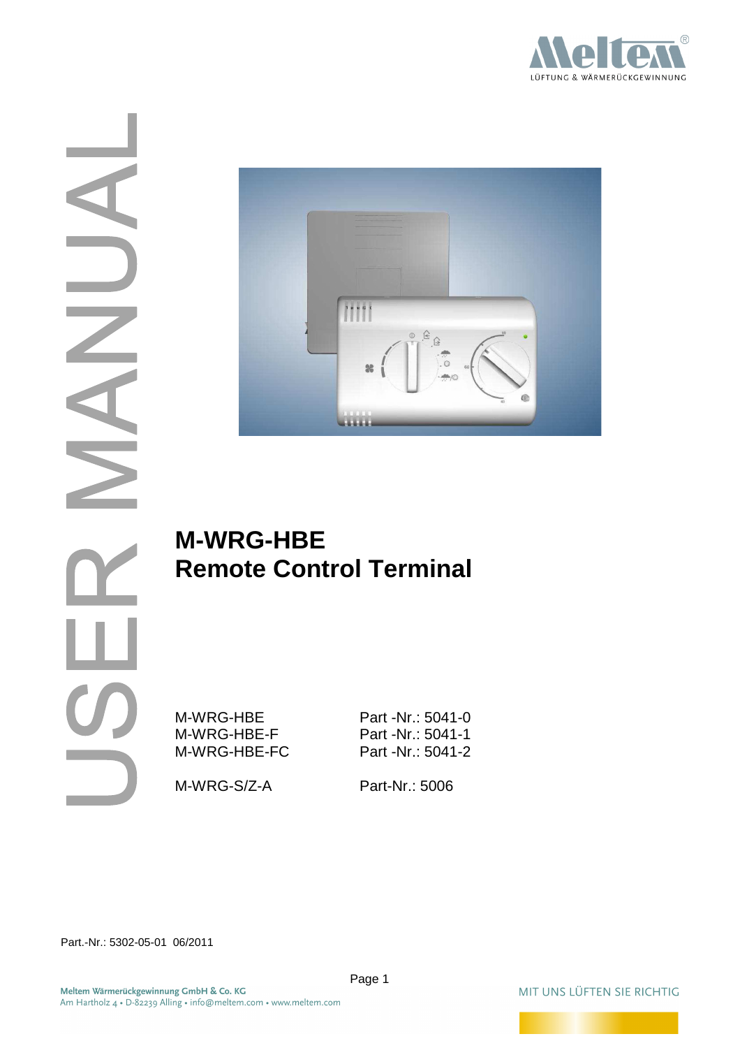USER MANUAL

# M-WRG-HBE
# Remote Control Terminal

| | |
|---|---|
| M-WRG-HBE | Part -Nr.: 5041-0 |
| M-WRG-HBE-F | Part -Nr.: 5041-1 |
| M-WRG-HBE-FC | Part -Nr.: 5041-2 |
| M-WRG-S/Z-A | Part-Nr.: 5006 |

Part.-Nr.: 5302-05-01 06/2011

Meltem Wärmerückgewinnung GmbH & Co. KG
Am Hartholz 4 • D-82239 Alling • info@meltem.com • www.meltem.com

MIT UNS LÜFTEN SIE RICHTIG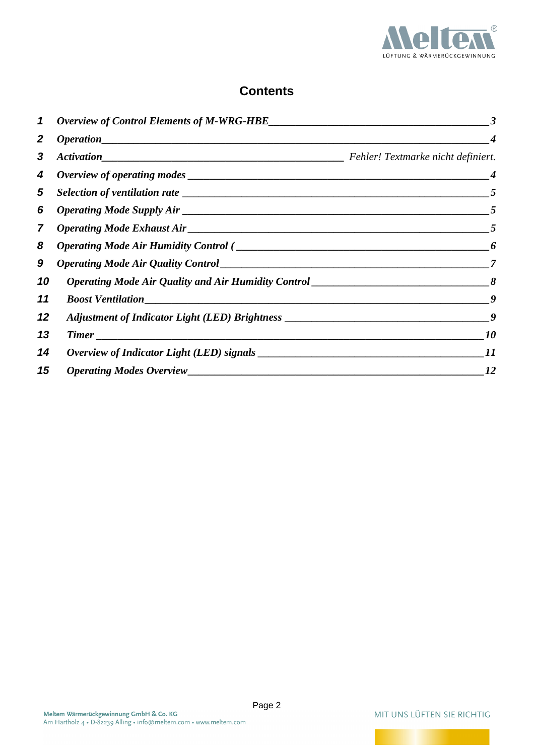# Contents

| | | |
|---|---|---|
| 1 | *Overview of Control Elements of M-WRG-HBE* | 3 |
| 2 | *Operation* | 4 |
| 3 | *Activation* | *Fehler! Textmarke nicht definiert.* |
| 4 | *Overview of operating modes* | 4 |
| 5 | *Selection of ventilation rate* | 5 |
| 6 | *Operating Mode Supply Air* | 5 |
| 7 | *Operating Mode Exhaust Air* | 5 |
| 8 | *Operating Mode Air Humidity Control (* | 6 |
| 9 | *Operating Mode Air Quality Control* | 7 |
| 10 | *Operating Mode Air Quality and Air Humidity Control* | 8 |
| 11 | *Boost Ventilation* | 9 |
| 12 | *Adjustment of Indicator Light (LED) Brightness* | 9 |
| 13 | *Timer* | 10 |
| 14 | *Overview of Indicator Light (LED) signals* | 11 |
| 15 | *Operating Modes Overview* | 12 |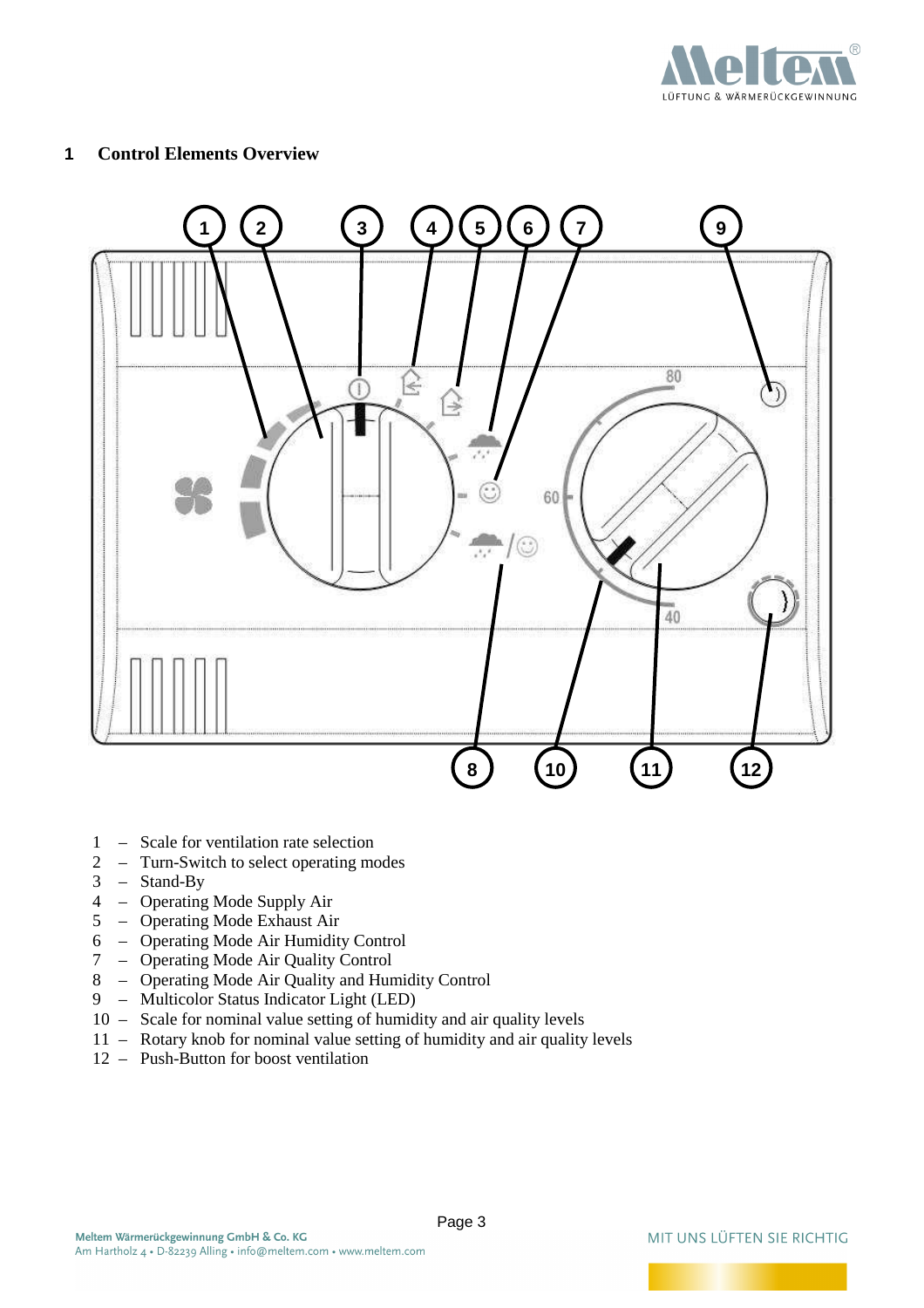## 1 Control Elements Overview

1 – Scale for ventilation rate selection
2 – Turn-Switch to select operating modes
3 – Stand-By
4 – Operating Mode Supply Air
5 – Operating Mode Exhaust Air
6 – Operating Mode Air Humidity Control
7 – Operating Mode Air Quality Control
8 – Operating Mode Air Quality and Humidity Control
9 – Multicolor Status Indicator Light (LED)
10 – Scale for nominal value setting of humidity and air quality levels
11 – Rotary knob for nominal value setting of humidity and air quality levels
12 – Push-Button for boost ventilation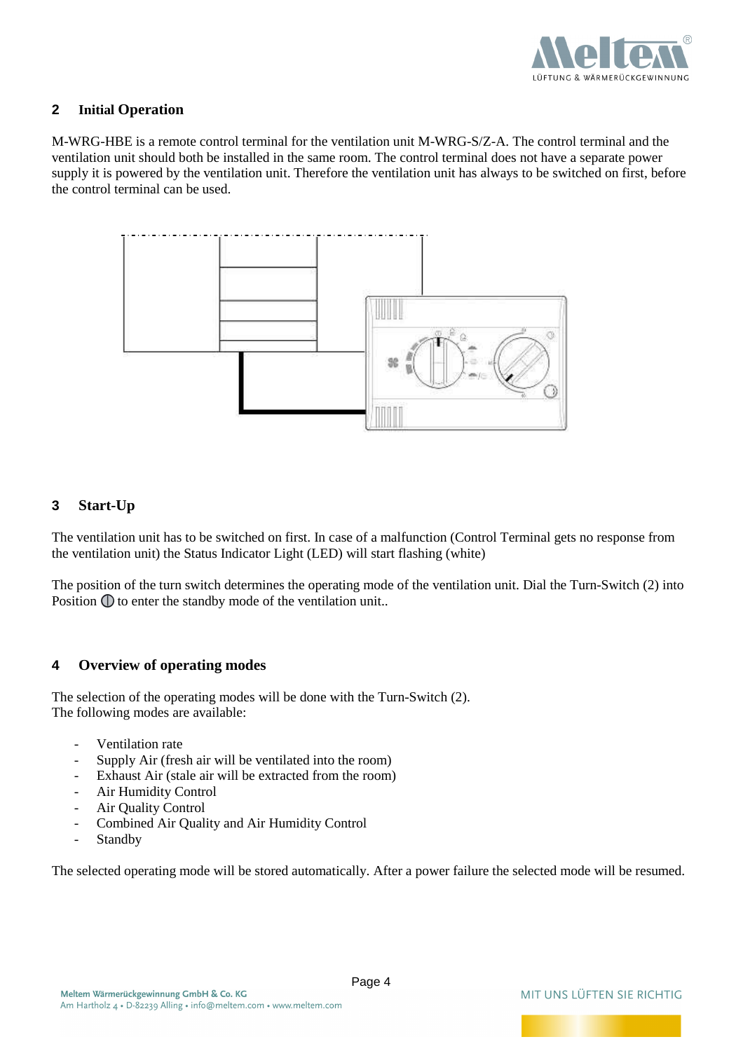## 2 Initial Operation

M-WRG-HBE is a remote control terminal for the ventilation unit M-WRG-S/Z-A. The control terminal and the ventilation unit should both be installed in the same room. The control terminal does not have a separate power supply it is powered by the ventilation unit. Therefore the ventilation unit has always to be switched on first, before the control terminal can be used.

## 3 Start-Up

The ventilation unit has to be switched on first. In case of a malfunction (Control Terminal gets no response from the ventilation unit) the Status Indicator Light (LED) will start flashing (white)

The position of the turn switch determines the operating mode of the ventilation unit. Dial the Turn-Switch (2) into Position ⏀ to enter the standby mode of the ventilation unit..

## 4 Overview of operating modes

The selection of the operating modes will be done with the Turn-Switch (2).
The following modes are available:

- Ventilation rate
- Supply Air (fresh air will be ventilated into the room)
- Exhaust Air (stale air will be extracted from the room)
- Air Humidity Control
- Air Quality Control
- Combined Air Quality and Air Humidity Control
- Standby

The selected operating mode will be stored automatically. After a power failure the selected mode will be resumed.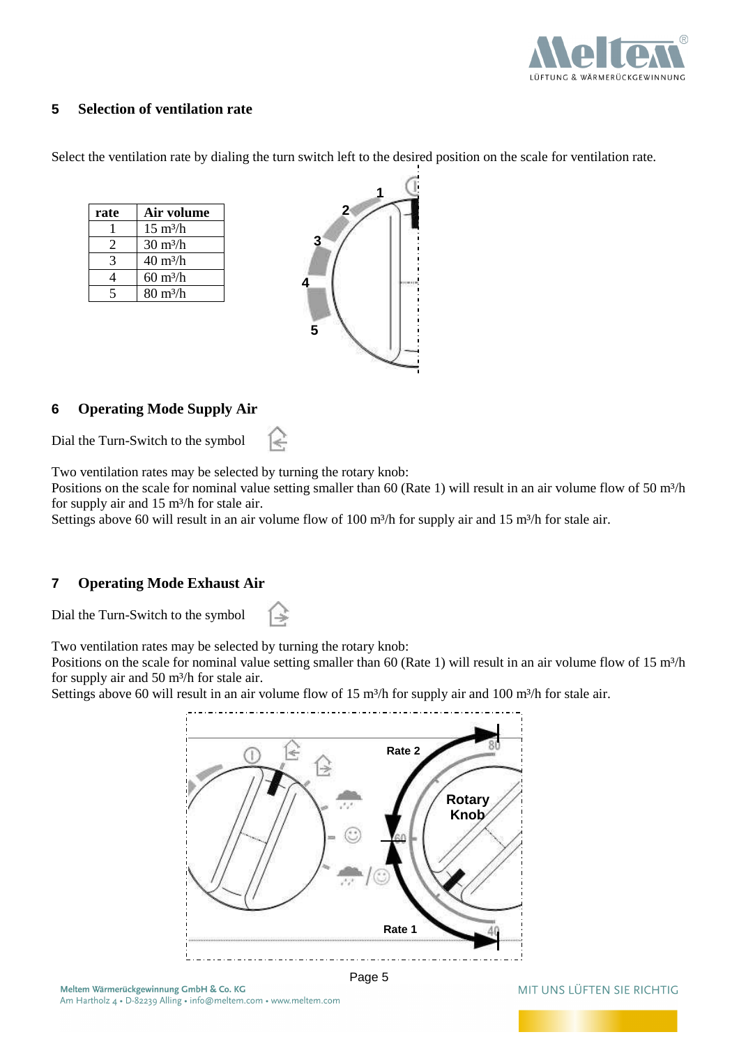## 5 Selection of ventilation rate

Select the ventilation rate by dialing the turn switch left to the desired position on the scale for ventilation rate.

| rate | Air volume |
|---|---|
| 1 | 15 m³/h |
| 2 | 30 m³/h |
| 3 | 40 m³/h |
| 4 | 60 m³/h |
| 5 | 80 m³/h |

## 6 Operating Mode Supply Air

Dial the Turn-Switch to the symbol

Two ventilation rates may be selected by turning the rotary knob:
Positions on the scale for nominal value setting smaller than 60 (Rate 1) will result in an air volume flow of 50 m³/h for supply air and 15 m³/h for stale air.
Settings above 60 will result in an air volume flow of 100 m³/h for supply air and 15 m³/h for stale air.

## 7 Operating Mode Exhaust Air

Dial the Turn-Switch to the symbol

Two ventilation rates may be selected by turning the rotary knob:
Positions on the scale for nominal value setting smaller than 60 (Rate 1) will result in an air volume flow of 15 m³/h for supply air and 50 m³/h for stale air.
Settings above 60 will result in an air volume flow of 15 m³/h for supply air and 100 m³/h for stale air.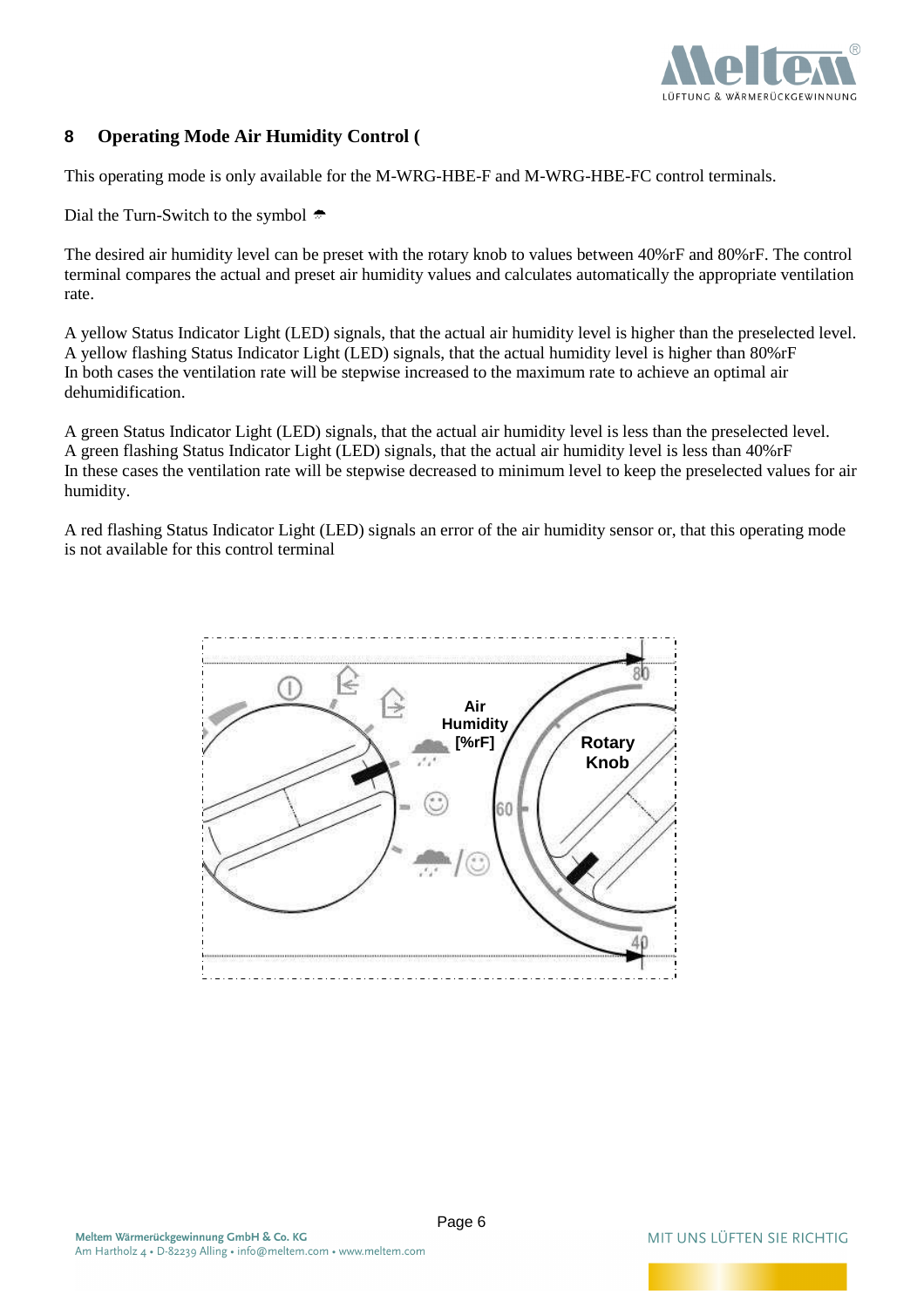## 8 Operating Mode Air Humidity Control (

This operating mode is only available for the M-WRG-HBE-F and M-WRG-HBE-FC control terminals.

Dial the Turn-Switch to the symbol

The desired air humidity level can be preset with the rotary knob to values between 40%rF and 80%rF. The control terminal compares the actual and preset air humidity values and calculates automatically the appropriate ventilation rate.

A yellow Status Indicator Light (LED) signals, that the actual air humidity level is higher than the preselected level.
A yellow flashing Status Indicator Light (LED) signals, that the actual humidity level is higher than 80%rF
In both cases the ventilation rate will be stepwise increased to the maximum rate to achieve an optimal air dehumidification.

A green Status Indicator Light (LED) signals, that the actual air humidity level is less than the preselected level.
A green flashing Status Indicator Light (LED) signals, that the actual air humidity level is less than 40%rF
In these cases the ventilation rate will be stepwise decreased to minimum level to keep the preselected values for air humidity.

A red flashing Status Indicator Light (LED) signals an error of the air humidity sensor or, that this operating mode is not available for this control terminal

Air Humidity [%rF]

Rotary Knob

80

60

40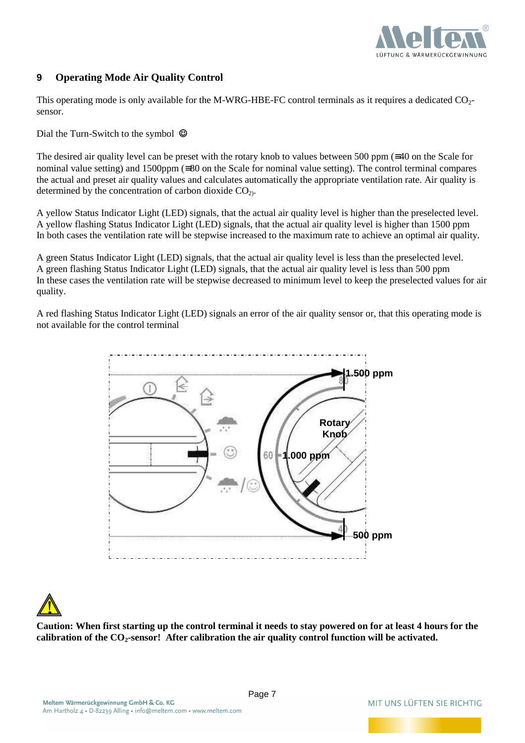## 9 Operating Mode Air Quality Control

This operating mode is only available for the M-WRG-HBE-FC control terminals as it requires a dedicated $CO_2$-sensor.

Dial the Turn-Switch to the symbol ☺

The desired air quality level can be preset with the rotary knob to values between 500 ppm (≡40 on the Scale for nominal value setting) and 1500ppm (≡80 on the Scale for nominal value setting). The control terminal compares the actual and preset air quality values and calculates automatically the appropriate ventilation rate. Air quality is determined by the concentration of carbon dioxide $CO_2$).

A yellow Status Indicator Light (LED) signals, that the actual air quality level is higher than the preselected level.
A yellow flashing Status Indicator Light (LED) signals, that the actual air quality level is higher than 1500 ppm
In both cases the ventilation rate will be stepwise increased to the maximum rate to achieve an optimal air quality.

A green Status Indicator Light (LED) signals, that the actual air quality level is less than the preselected level.
A green flashing Status Indicator Light (LED) signals, that the actual air quality level is less than 500 ppm
In these cases the ventilation rate will be stepwise decreased to minimum level to keep the preselected values for air quality.

A red flashing Status Indicator Light (LED) signals an error of the air quality sensor or, that this operating mode is not available for the control terminal

1.500 ppm

Rotary Knob

1.000 ppm

500 ppm

**Caution: When first starting up the control terminal it needs to stay powered on for at least 4 hours for the calibration of the $CO_2$-sensor! After calibration the air quality control function will be activated.**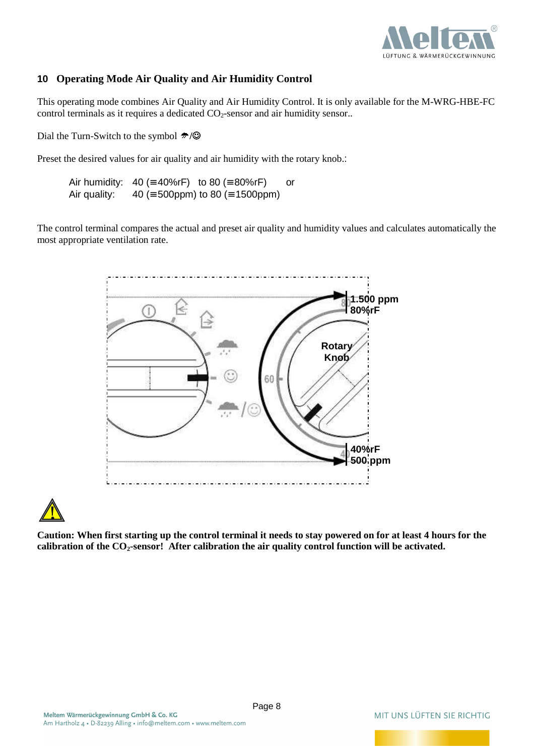## 10 Operating Mode Air Quality and Air Humidity Control

This operating mode combines Air Quality and Air Humidity Control. It is only available for the M-WRG-HBE-FC control terminals as it requires a dedicated $CO_2$-sensor and air humidity sensor..

Dial the Turn-Switch to the symbol ☔/☺

Preset the desired values for air quality and air humidity with the rotary knob.:

Air humidity: 40 (≡40%rF) to 80 (≡80%rF) or
Air quality: 40 (≡500ppm) to 80 (≡1500ppm)

The control terminal compares the actual and preset air quality and humidity values and calculates automatically the most appropriate ventilation rate.

1.500 ppm
80%rF

Rotary Knob

40%rF
500 ppm

**Caution: When first starting up the control terminal it needs to stay powered on for at least 4 hours for the calibration of the $CO_2$-sensor! After calibration the air quality control function will be activated.**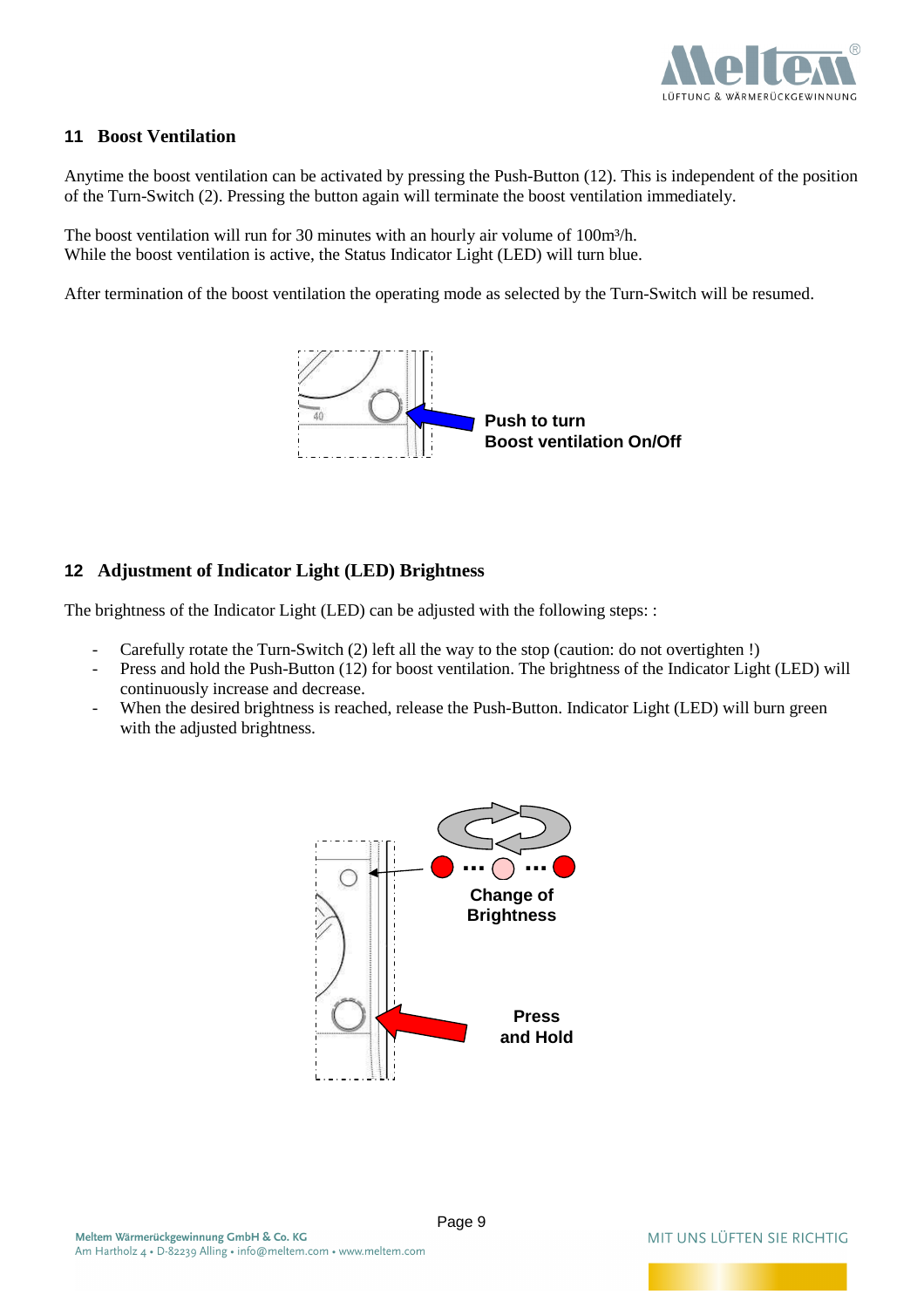## 11 Boost Ventilation

Anytime the boost ventilation can be activated by pressing the Push-Button (12). This is independent of the position of the Turn-Switch (2). Pressing the button again will terminate the boost ventilation immediately.

The boost ventilation will run for 30 minutes with an hourly air volume of 100m³/h.
While the boost ventilation is active, the Status Indicator Light (LED) will turn blue.

After termination of the boost ventilation the operating mode as selected by the Turn-Switch will be resumed.

**Push to turn**
**Boost ventilation On/Off**

## 12 Adjustment of Indicator Light (LED) Brightness

The brightness of the Indicator Light (LED) can be adjusted with the following steps: :

- Carefully rotate the Turn-Switch (2) left all the way to the stop (caution: do not overtighten !)
- Press and hold the Push-Button (12) for boost ventilation. The brightness of the Indicator Light (LED) will continuously increase and decrease.
- When the desired brightness is reached, release the Push-Button. Indicator Light (LED) will burn green with the adjusted brightness.

**Change of Brightness**

**Press and Hold**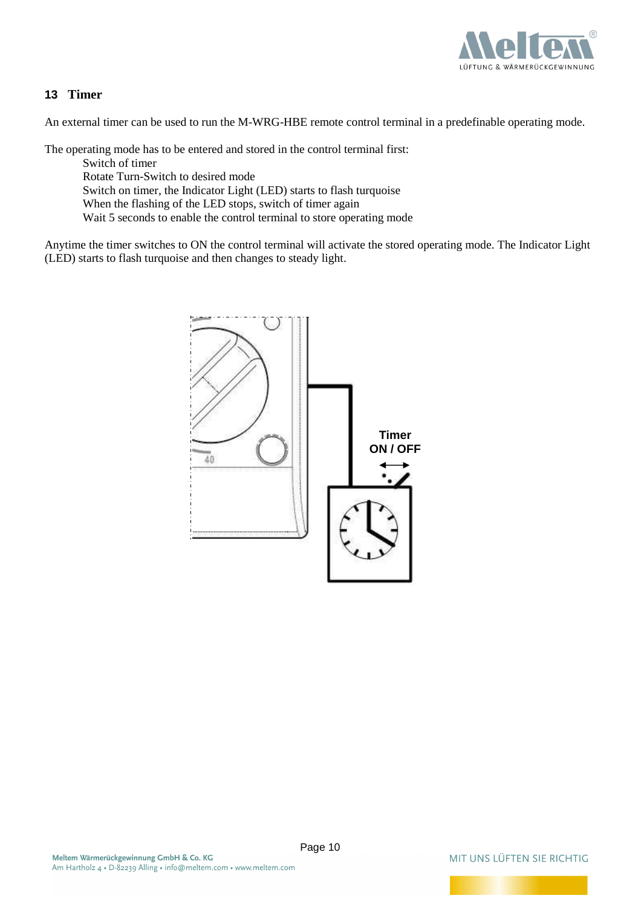## 13 Timer

An external timer can be used to run the M-WRG-HBE remote control terminal in a predefinable operating mode.

The operating mode has to be entered and stored in the control terminal first:

- Switch of timer
- Rotate Turn-Switch to desired mode
- Switch on timer, the Indicator Light (LED) starts to flash turquoise
- When the flashing of the LED stops, switch of timer again
- Wait 5 seconds to enable the control terminal to store operating mode

Anytime the timer switches to ON the control terminal will activate the stored operating mode. The Indicator Light (LED) starts to flash turquoise and then changes to steady light.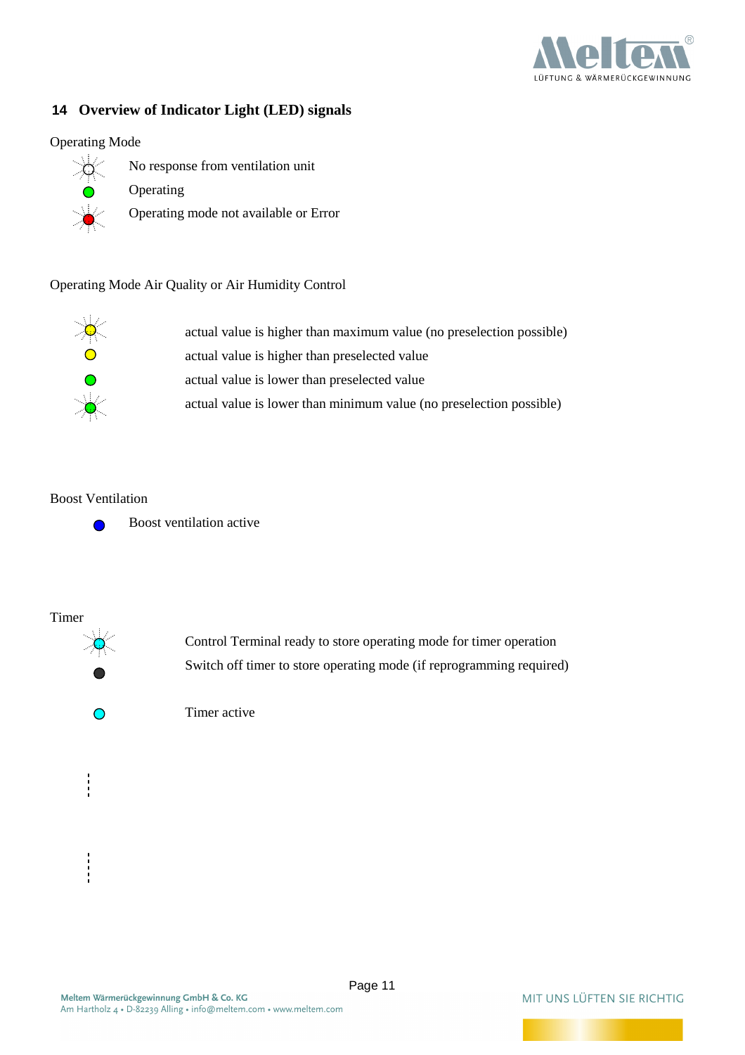## 14 Overview of Indicator Light (LED) signals

Operating Mode

- No response from ventilation unit
- Operating
- Operating mode not available or Error

Operating Mode Air Quality or Air Humidity Control

- actual value is higher than maximum value (no preselection possible)
- actual value is higher than preselected value
- actual value is lower than preselected value
- actual value is lower than minimum value (no preselection possible)

Boost Ventilation

- Boost ventilation active

Timer

- Control Terminal ready to store operating mode for timer operation
- Switch off timer to store operating mode (if reprogramming required)
- Timer active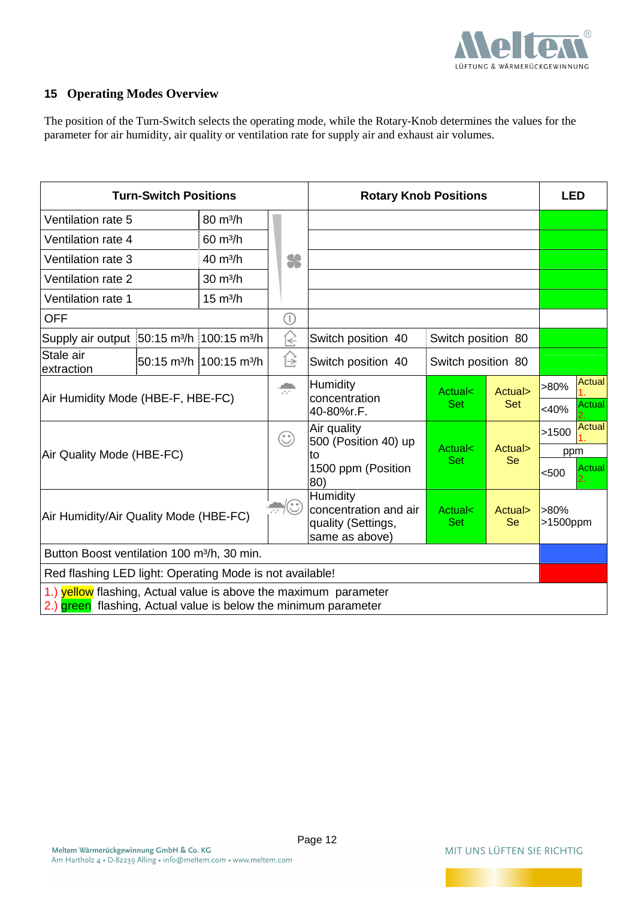## 15 Operating Modes Overview

The position of the Turn-Switch selects the operating mode, while the Rotary-Knob determines the values for the parameter for air humidity, air quality or ventilation rate for supply air and exhaust air volumes.

| Turn-Switch Positions | | | | Rotary Knob Positions | | | LED | |
|---|---|---|---|---|---|---|---|---|
| Ventilation rate 5 | | 80 m³/h | | | | | | |
| Ventilation rate 4 | | 60 m³/h | | | | | | |
| Ventilation rate 3 | | 40 m³/h | | | | | | |
| Ventilation rate 2 | | 30 m³/h | | | | | | |
| Ventilation rate 1 | | 15 m³/h | | | | | | |
| OFF | | | | | | | | |
| Supply air output | 50:15 m³/h | 100:15 m³/h | | Switch position 40 | Switch position 80 | | | |
| Stale air extraction | 50:15 m³/h | 100:15 m³/h | | Switch position 40 | Switch position 80 | | | |
| Air Humidity Mode (HBE-F, HBE-FC) | | | | Humidity concentration 40-80%r.F. | Actual< Set | Actual> Set | >80% | Actual 1. |
| | | | | | | | <40% | Actual 2. |
| Air Quality Mode (HBE-FC) | | | | Air quality 500 (Position 40) up to 1500 ppm (Position 80) | Actual< Set | Actual> Se | >1500 | Actual 1. |
| | | | | | | | ppm | |
| | | | | | | | <500 | Actual 2. |
| Air Humidity/Air Quality Mode (HBE-FC) | | | | Humidity concentration and air quality (Settings, same as above) | Actual< Set | Actual> Se | >80% >1500ppm | |
| Button Boost ventilation 100 m³/h, 30 min. | | | | | | | | |
| Red flashing LED light: Operating Mode is not available! | | | | | | | | |

1.) yellow flashing, Actual value is above the maximum parameter
2.) green flashing, Actual value is below the minimum parameter